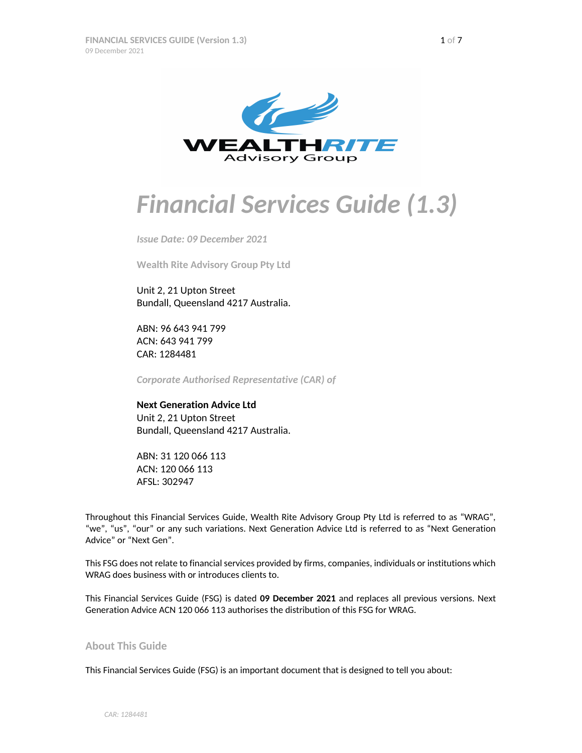# Financial Services Guide (1.3)

*Issue Date: 09 December 2021*

**Wealth Rite Advisory Group Pty Ltd**

Unit 2, 21 Upton Street
Bundall, Queensland 4217 Australia.

ABN: 96 643 941 799
ACN: 643 941 799
CAR: 1284481

*Corporate Authorised Representative (CAR) of*

**Next Generation Advice Ltd**
Unit 2, 21 Upton Street
Bundall, Queensland 4217 Australia.

ABN: 31 120 066 113
ACN: 120 066 113
AFSL: 302947

Throughout this Financial Services Guide, Wealth Rite Advisory Group Pty Ltd is referred to as "WRAG", "we", "us", "our" or any such variations. Next Generation Advice Ltd is referred to as "Next Generation Advice" or "Next Gen".

This FSG does not relate to financial services provided by firms, companies, individuals or institutions which WRAG does business with or introduces clients to.

This Financial Services Guide (FSG) is dated **09 December 2021** and replaces all previous versions. Next Generation Advice ACN 120 066 113 authorises the distribution of this FSG for WRAG.

## About This Guide

This Financial Services Guide (FSG) is an important document that is designed to tell you about: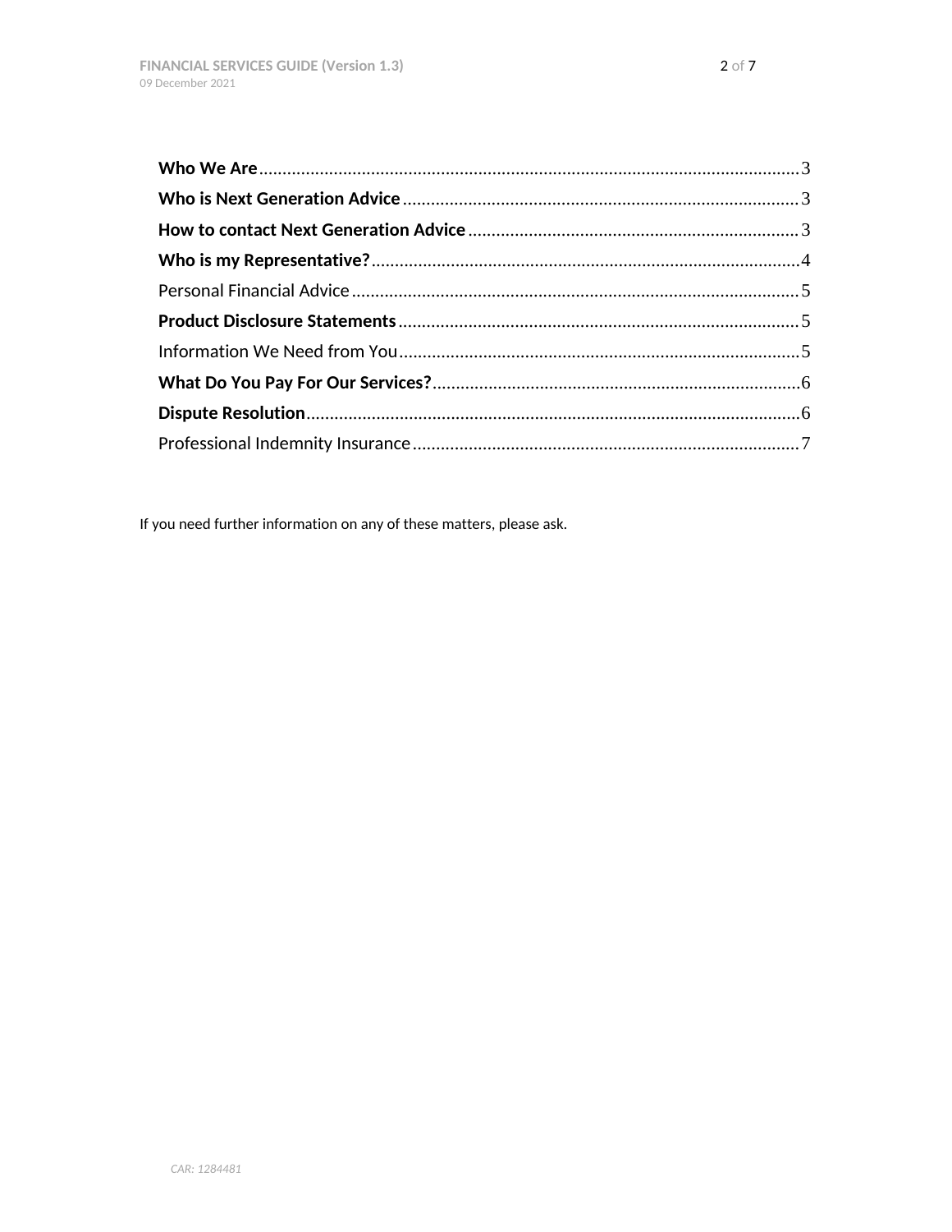**Who We Are** ........................................................................................................ 3
**Who is Next Generation Advice** ........................................................................ 3
**How to contact Next Generation Advice** ............................................................ 3
**Who is my Representative?** ................................................................................ 4
Personal Financial Advice ...................................................................................... 5
**Product Disclosure Statements** ........................................................................... 5
Information We Need from You ............................................................................. 5
**What Do You Pay For Our Services?** .................................................................. 6
**Dispute Resolution** .............................................................................................. 6
Professional Indemnity Insurance .......................................................................... 7

If you need further information on any of these matters, please ask.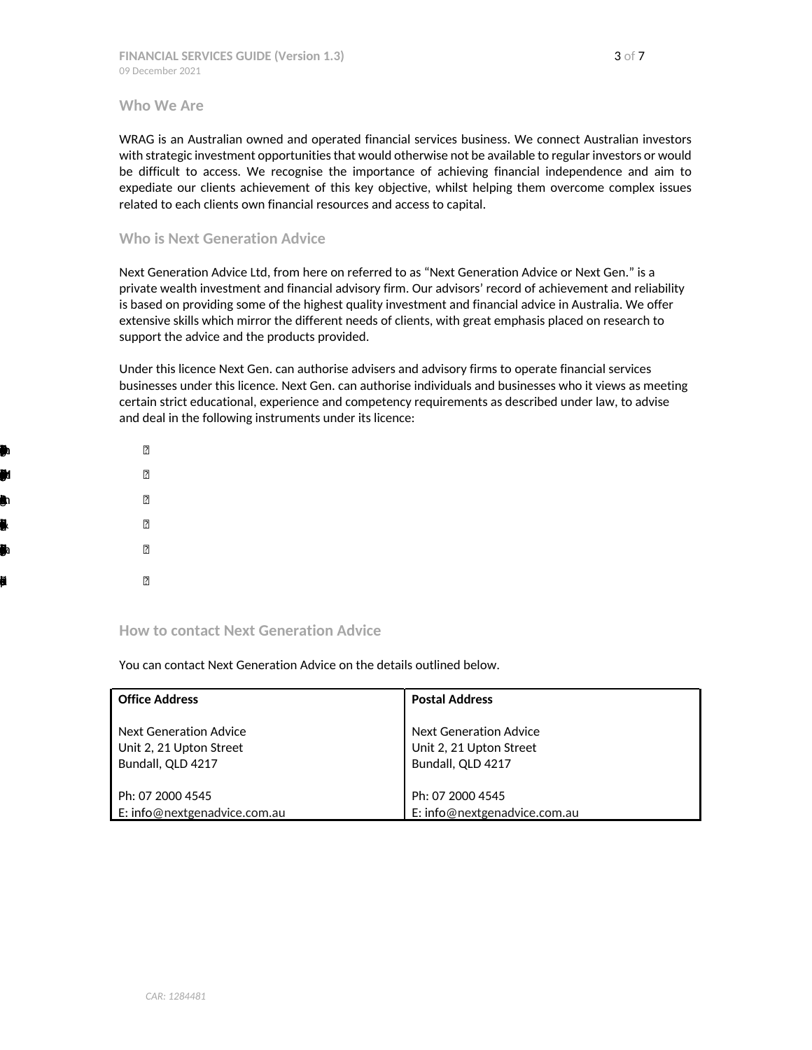## Who We Are

WRAG is an Australian owned and operated financial services business. We connect Australian investors with strategic investment opportunities that would otherwise not be available to regular investors or would be difficult to access. We recognise the importance of achieving financial independence and aim to expediate our clients achievement of this key objective, whilst helping them overcome complex issues related to each clients own financial resources and access to capital.

## Who is Next Generation Advice

Next Generation Advice Ltd, from here on referred to as "Next Generation Advice or Next Gen." is a private wealth investment and financial advisory firm. Our advisors' record of achievement and reliability is based on providing some of the highest quality investment and financial advice in Australia. We offer extensive skills which mirror the different needs of clients, with great emphasis placed on research to support the advice and the products provided.

Under this licence Next Gen. can authorise advisers and advisory firms to operate financial services businesses under this licence. Next Gen. can authorise individuals and businesses who it views as meeting certain strict educational, experience and competency requirements as described under law, to advise and deal in the following instruments under its licence:

- 
- 
- 
- 
- 
- 

## How to contact Next Generation Advice

You can contact Next Generation Advice on the details outlined below.

| Office Address | Postal Address |
|---|---|
| Next Generation Advice<br>Unit 2, 21 Upton Street<br>Bundall, QLD 4217<br><br>Ph: 07 2000 4545<br>E: info@nextgenadvice.com.au | Next Generation Advice<br>Unit 2, 21 Upton Street<br>Bundall, QLD 4217<br><br>Ph: 07 2000 4545<br>E: info@nextgenadvice.com.au |

*CAR: 1284481*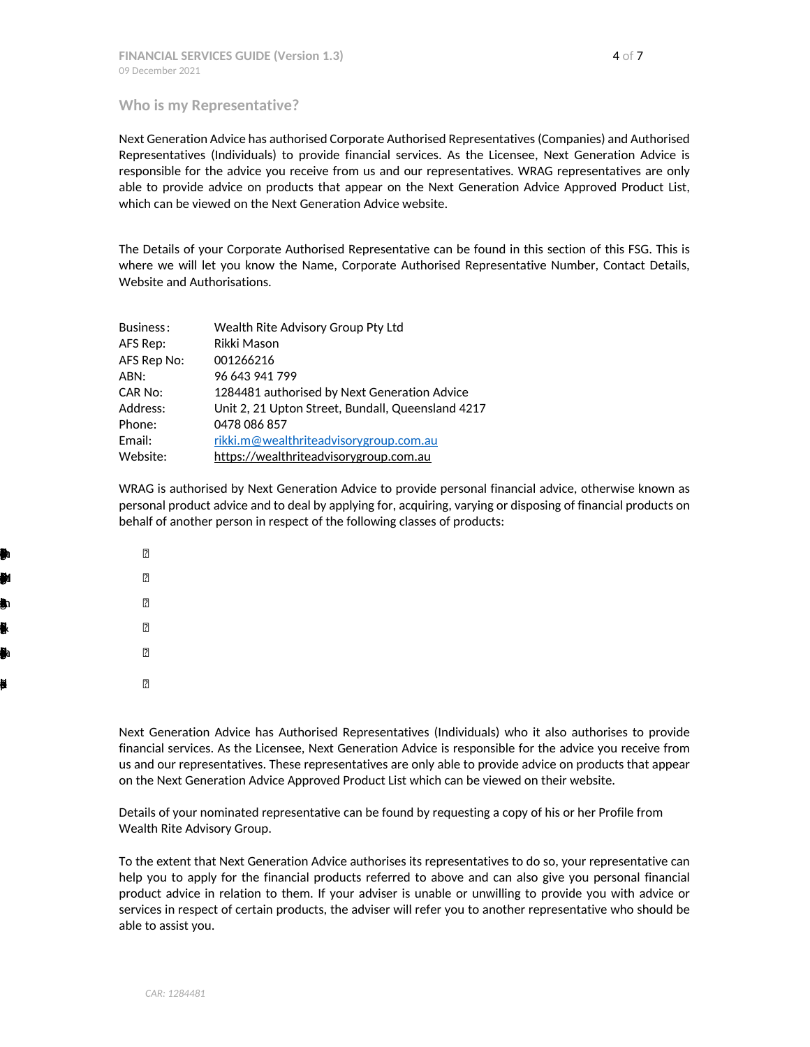## Who is my Representative?

Next Generation Advice has authorised Corporate Authorised Representatives (Companies) and Authorised Representatives (Individuals) to provide financial services. As the Licensee, Next Generation Advice is responsible for the advice you receive from us and our representatives. WRAG representatives are only able to provide advice on products that appear on the Next Generation Advice Approved Product List, which can be viewed on the Next Generation Advice website.

The Details of your Corporate Authorised Representative can be found in this section of this FSG. This is where we will let you know the Name, Corporate Authorised Representative Number, Contact Details, Website and Authorisations.

| | |
|---|---|
| Business: | Wealth Rite Advisory Group Pty Ltd |
| AFS Rep: | Rikki Mason |
| AFS Rep No: | 001266216 |
| ABN: | 96 643 941 799 |
| CAR No: | 1284481 authorised by Next Generation Advice |
| Address: | Unit 2, 21 Upton Street, Bundall, Queensland 4217 |
| Phone: | 0478 086 857 |
| Email: | rikki.m@wealthriteadvisorygroup.com.au |
| Website: | https://wealthriteadvisorygroup.com.au |

WRAG is authorised by Next Generation Advice to provide personal financial advice, otherwise known as personal product advice and to deal by applying for, acquiring, varying or disposing of financial products on behalf of another person in respect of the following classes of products:

Next Generation Advice has Authorised Representatives (Individuals) who it also authorises to provide financial services. As the Licensee, Next Generation Advice is responsible for the advice you receive from us and our representatives. These representatives are only able to provide advice on products that appear on the Next Generation Advice Approved Product List which can be viewed on their website.

Details of your nominated representative can be found by requesting a copy of his or her Profile from Wealth Rite Advisory Group.

To the extent that Next Generation Advice authorises its representatives to do so, your representative can help you to apply for the financial products referred to above and can also give you personal financial product advice in relation to them. If your adviser is unable or unwilling to provide you with advice or services in respect of certain products, the adviser will refer you to another representative who should be able to assist you.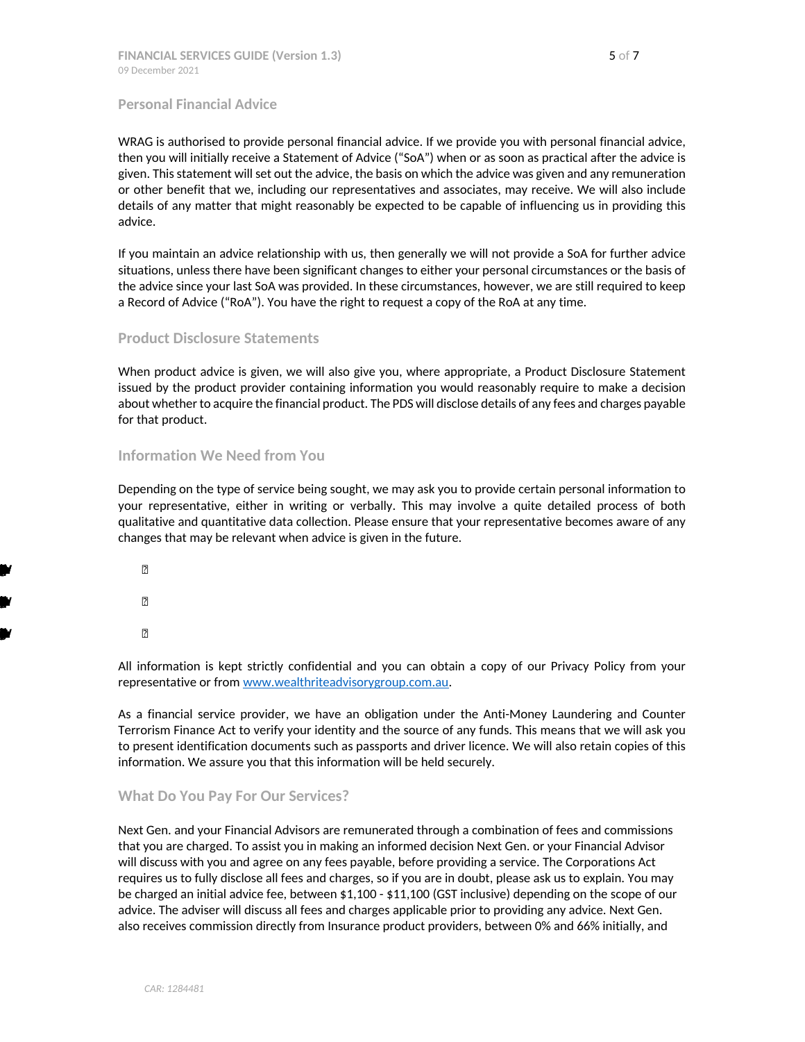## Personal Financial Advice

WRAG is authorised to provide personal financial advice. If we provide you with personal financial advice, then you will initially receive a Statement of Advice ("SoA") when or as soon as practical after the advice is given. This statement will set out the advice, the basis on which the advice was given and any remuneration or other benefit that we, including our representatives and associates, may receive. We will also include details of any matter that might reasonably be expected to be capable of influencing us in providing this advice.

If you maintain an advice relationship with us, then generally we will not provide a SoA for further advice situations, unless there have been significant changes to either your personal circumstances or the basis of the advice since your last SoA was provided. In these circumstances, however, we are still required to keep a Record of Advice ("RoA"). You have the right to request a copy of the RoA at any time.

## Product Disclosure Statements

When product advice is given, we will also give you, where appropriate, a Product Disclosure Statement issued by the product provider containing information you would reasonably require to make a decision about whether to acquire the financial product. The PDS will disclose details of any fees and charges payable for that product.

## Information We Need from You

Depending on the type of service being sought, we may ask you to provide certain personal information to your representative, either in writing or verbally. This may involve a quite detailed process of both qualitative and quantitative data collection. Please ensure that your representative becomes aware of any changes that may be relevant when advice is given in the future.

All information is kept strictly confidential and you can obtain a copy of our Privacy Policy from your representative or from www.wealthriteadvisorygroup.com.au.

As a financial service provider, we have an obligation under the Anti-Money Laundering and Counter Terrorism Finance Act to verify your identity and the source of any funds. This means that we will ask you to present identification documents such as passports and driver licence. We will also retain copies of this information. We assure you that this information will be held securely.

## What Do You Pay For Our Services?

Next Gen. and your Financial Advisors are remunerated through a combination of fees and commissions that you are charged. To assist you in making an informed decision Next Gen. or your Financial Advisor will discuss with you and agree on any fees payable, before providing a service. The Corporations Act requires us to fully disclose all fees and charges, so if you are in doubt, please ask us to explain. You may be charged an initial advice fee, between $1,100 - $11,100 (GST inclusive) depending on the scope of our advice. The adviser will discuss all fees and charges applicable prior to providing any advice. Next Gen. also receives commission directly from Insurance product providers, between 0% and 66% initially, and

*CAR: 1284481*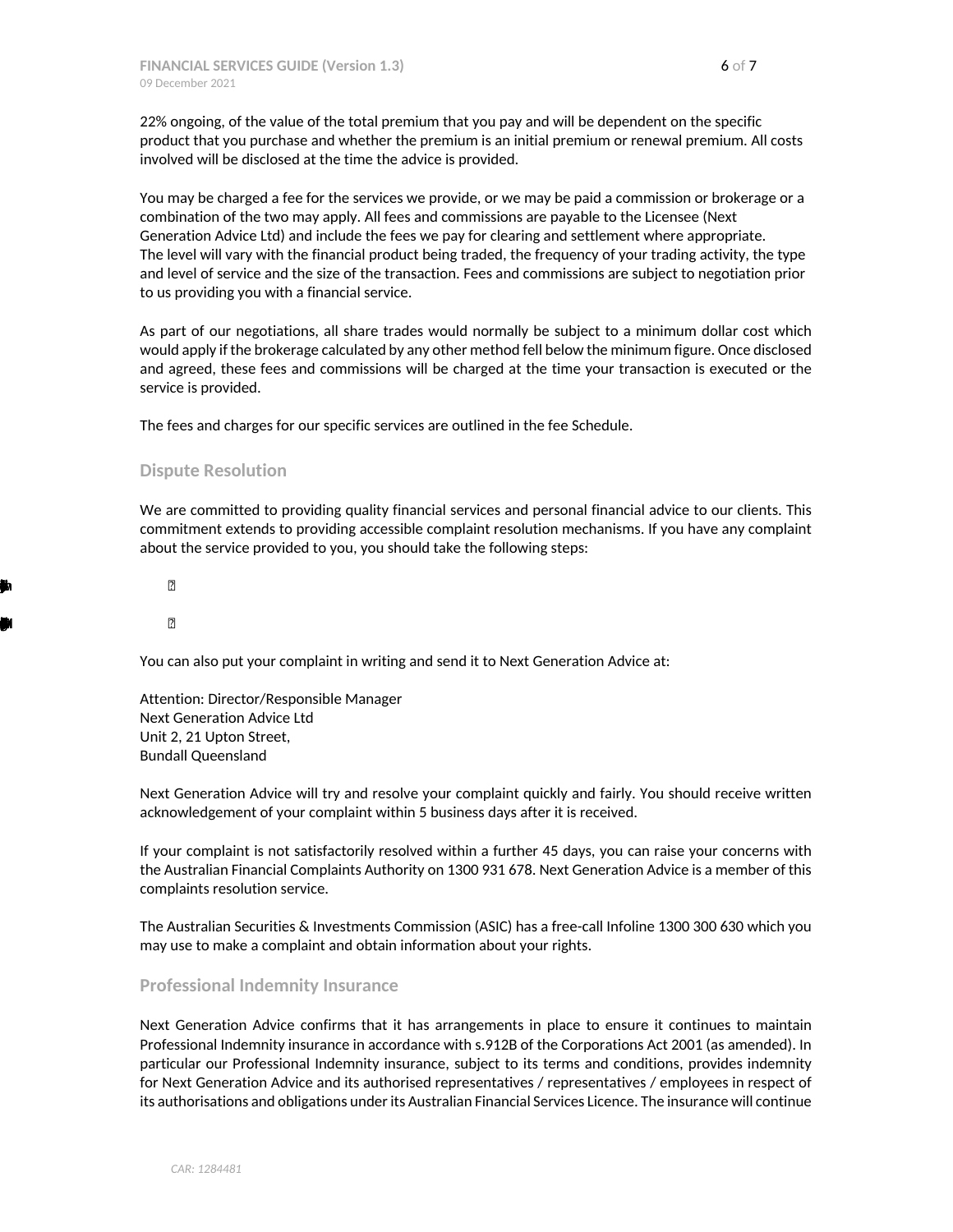22% ongoing, of the value of the total premium that you pay and will be dependent on the specific product that you purchase and whether the premium is an initial premium or renewal premium. All costs involved will be disclosed at the time the advice is provided.

You may be charged a fee for the services we provide, or we may be paid a commission or brokerage or a combination of the two may apply. All fees and commissions are payable to the Licensee (Next Generation Advice Ltd) and include the fees we pay for clearing and settlement where appropriate.
The level will vary with the financial product being traded, the frequency of your trading activity, the type and level of service and the size of the transaction. Fees and commissions are subject to negotiation prior to us providing you with a financial service.

As part of our negotiations, all share trades would normally be subject to a minimum dollar cost which would apply if the brokerage calculated by any other method fell below the minimum figure. Once disclosed and agreed, these fees and commissions will be charged at the time your transaction is executed or the service is provided.

The fees and charges for our specific services are outlined in the fee Schedule.

## Dispute Resolution

We are committed to providing quality financial services and personal financial advice to our clients. This commitment extends to providing accessible complaint resolution mechanisms. If you have any complaint about the service provided to you, you should take the following steps:

- 
- 

You can also put your complaint in writing and send it to Next Generation Advice at:

Attention: Director/Responsible Manager
Next Generation Advice Ltd
Unit 2, 21 Upton Street,
Bundall Queensland

Next Generation Advice will try and resolve your complaint quickly and fairly. You should receive written acknowledgement of your complaint within 5 business days after it is received.

If your complaint is not satisfactorily resolved within a further 45 days, you can raise your concerns with the Australian Financial Complaints Authority on 1300 931 678. Next Generation Advice is a member of this complaints resolution service.

The Australian Securities & Investments Commission (ASIC) has a free-call Infoline 1300 300 630 which you may use to make a complaint and obtain information about your rights.

## Professional Indemnity Insurance

Next Generation Advice confirms that it has arrangements in place to ensure it continues to maintain Professional Indemnity insurance in accordance with s.912B of the Corporations Act 2001 (as amended). In particular our Professional Indemnity insurance, subject to its terms and conditions, provides indemnity for Next Generation Advice and its authorised representatives / representatives / employees in respect of its authorisations and obligations under its Australian Financial Services Licence. The insurance will continue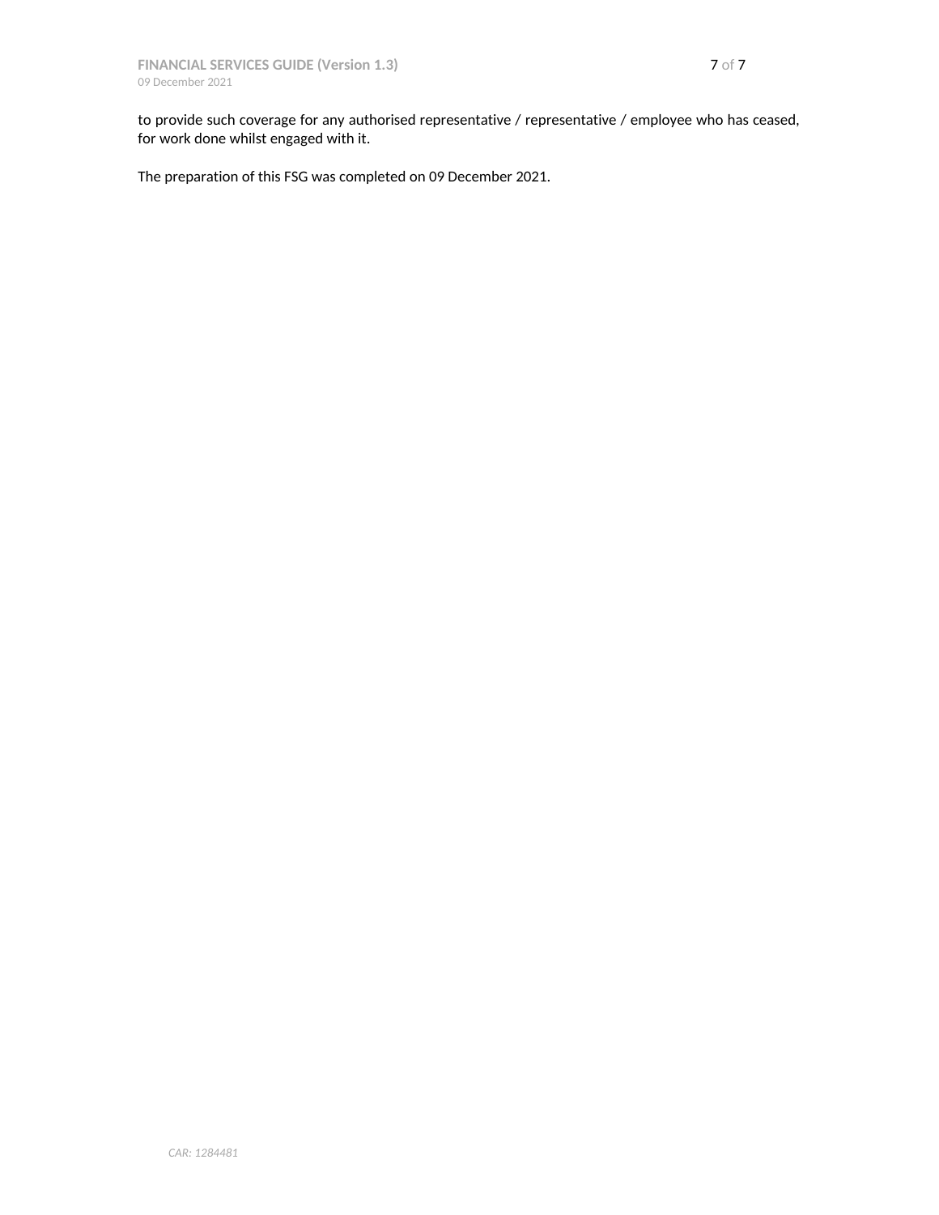to provide such coverage for any authorised representative / representative / employee who has ceased, for work done whilst engaged with it.

The preparation of this FSG was completed on 09 December 2021.